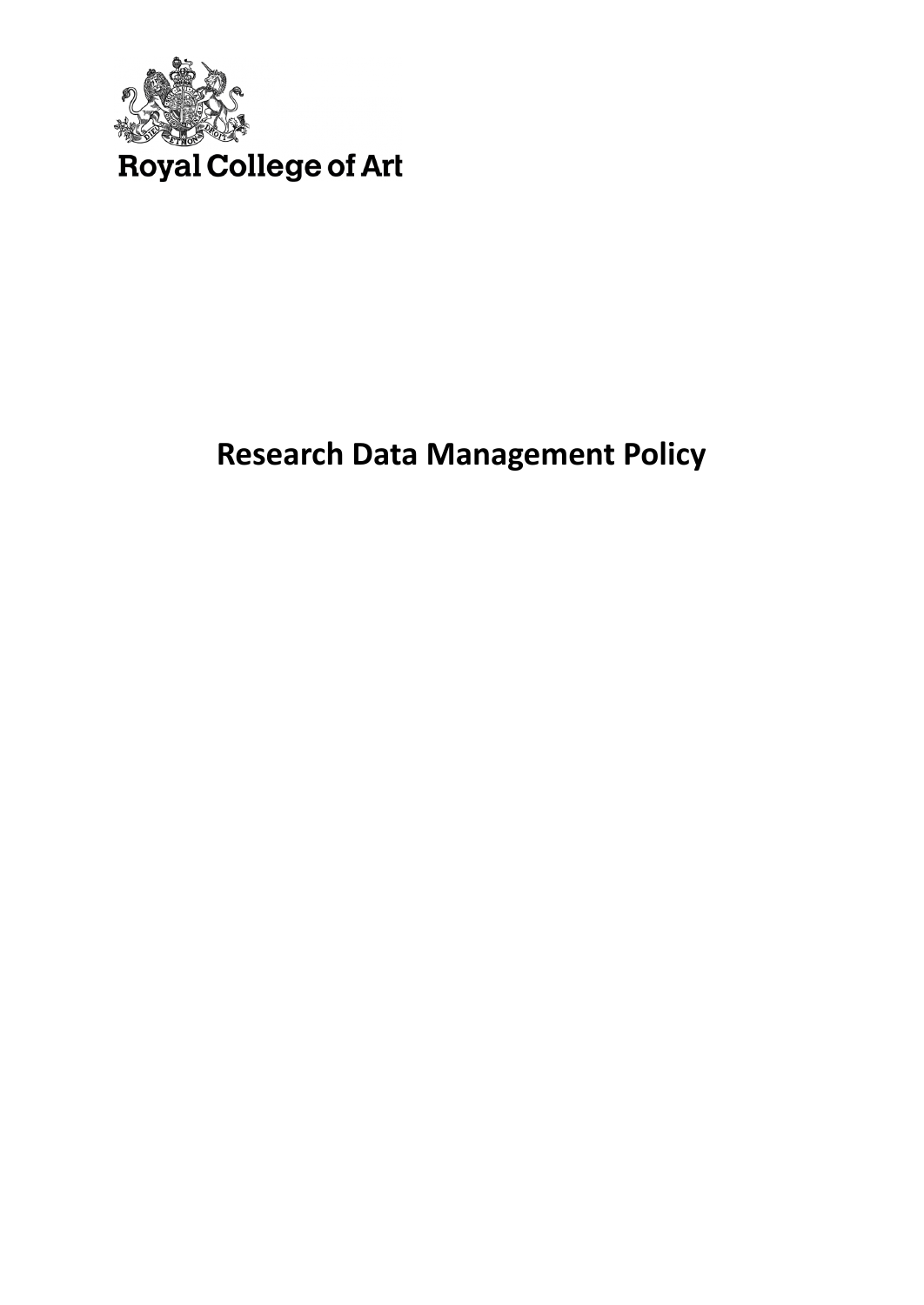Royal College of Art

# Research Data Management Policy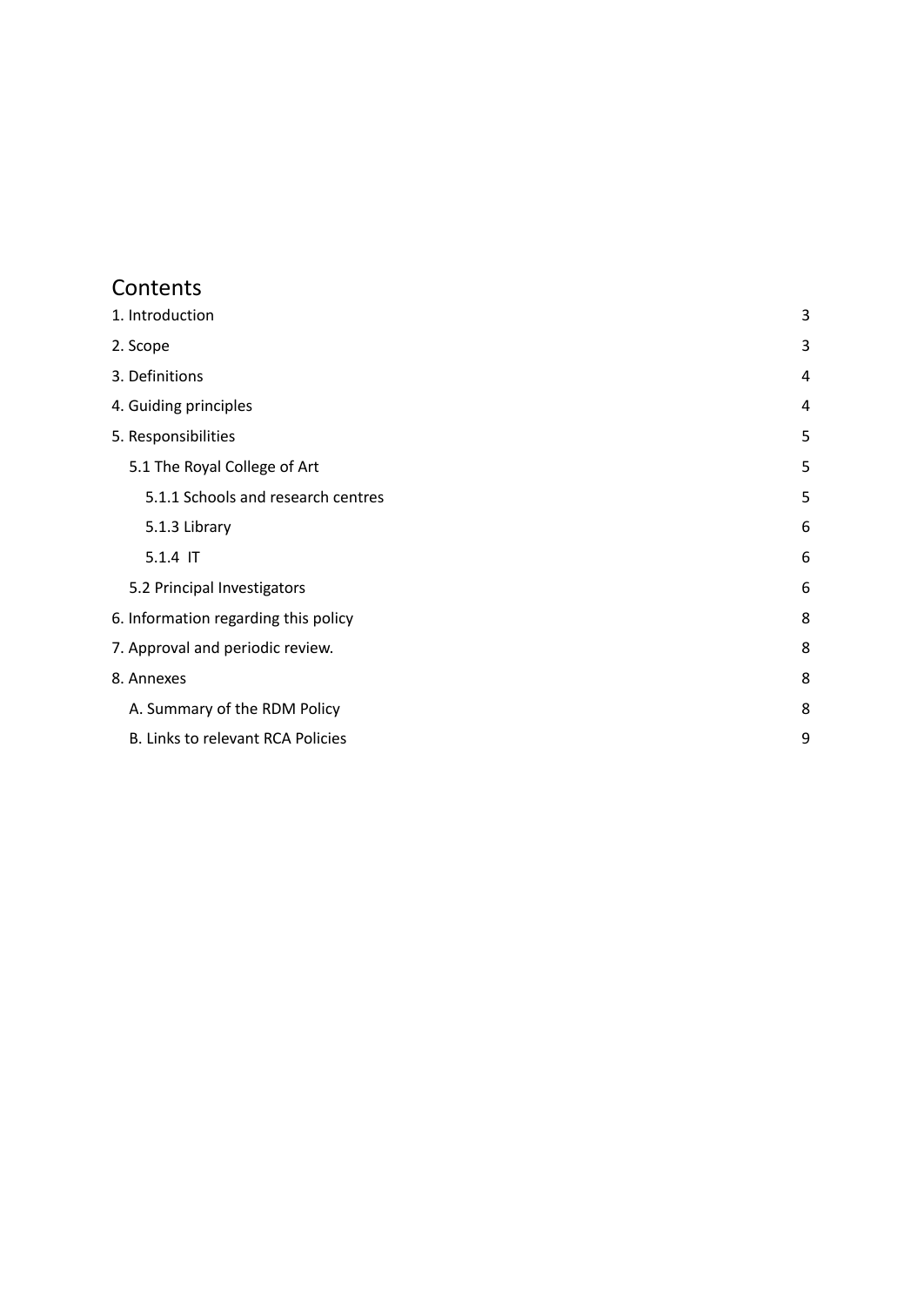# Contents

| | |
|---|---|
| 1. Introduction | 3 |
| 2. Scope | 3 |
| 3. Definitions | 4 |
| 4. Guiding principles | 4 |
| 5. Responsibilities | 5 |
| 5.1 The Royal College of Art | 5 |
| 5.1.1 Schools and research centres | 5 |
| 5.1.3 Library | 6 |
| 5.1.4 IT | 6 |
| 5.2 Principal Investigators | 6 |
| 6. Information regarding this policy | 8 |
| 7. Approval and periodic review. | 8 |
| 8. Annexes | 8 |
| A. Summary of the RDM Policy | 8 |
| B. Links to relevant RCA Policies | 9 |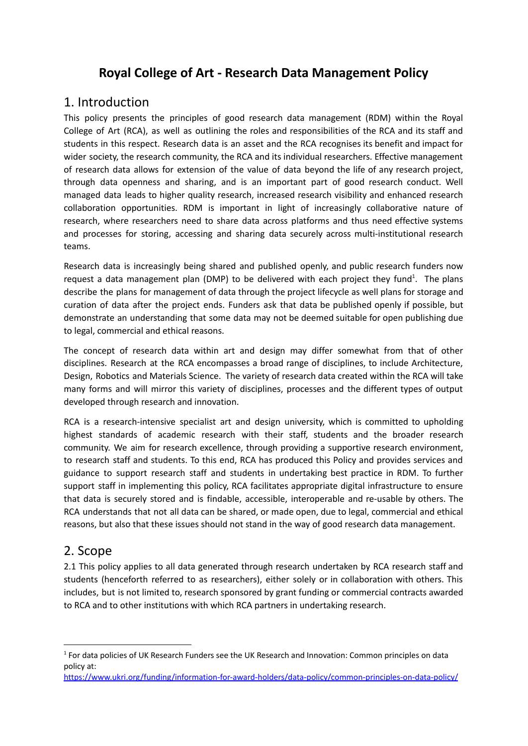# Royal College of Art - Research Data Management Policy

## 1. Introduction

This policy presents the principles of good research data management (RDM) within the Royal College of Art (RCA), as well as outlining the roles and responsibilities of the RCA and its staff and students in this respect. Research data is an asset and the RCA recognises its benefit and impact for wider society, the research community, the RCA and its individual researchers. Effective management of research data allows for extension of the value of data beyond the life of any research project, through data openness and sharing, and is an important part of good research conduct. Well managed data leads to higher quality research, increased research visibility and enhanced research collaboration opportunities. RDM is important in light of increasingly collaborative nature of research, where researchers need to share data across platforms and thus need effective systems and processes for storing, accessing and sharing data securely across multi-institutional research teams.

Research data is increasingly being shared and published openly, and public research funders now request a data management plan (DMP) to be delivered with each project they fund[1]. The plans describe the plans for management of data through the project lifecycle as well plans for storage and curation of data after the project ends. Funders ask that data be published openly if possible, but demonstrate an understanding that some data may not be deemed suitable for open publishing due to legal, commercial and ethical reasons.

The concept of research data within art and design may differ somewhat from that of other disciplines. Research at the RCA encompasses a broad range of disciplines, to include Architecture, Design, Robotics and Materials Science. The variety of research data created within the RCA will take many forms and will mirror this variety of disciplines, processes and the different types of output developed through research and innovation.

RCA is a research-intensive specialist art and design university, which is committed to upholding highest standards of academic research with their staff, students and the broader research community. We aim for research excellence, through providing a supportive research environment, to research staff and students. To this end, RCA has produced this Policy and provides services and guidance to support research staff and students in undertaking best practice in RDM. To further support staff in implementing this policy, RCA facilitates appropriate digital infrastructure to ensure that data is securely stored and is findable, accessible, interoperable and re-usable by others. The RCA understands that not all data can be shared, or made open, due to legal, commercial and ethical reasons, but also that these issues should not stand in the way of good research data management.

## 2. Scope

2.1 This policy applies to all data generated through research undertaken by RCA research staff and students (henceforth referred to as researchers), either solely or in collaboration with others. This includes, but is not limited to, research sponsored by grant funding or commercial contracts awarded to RCA and to other institutions with which RCA partners in undertaking research.

---

[1] For data policies of UK Research Funders see the UK Research and Innovation: Common principles on data policy at: https://www.ukri.org/funding/information-for-award-holders/data-policy/common-principles-on-data-policy/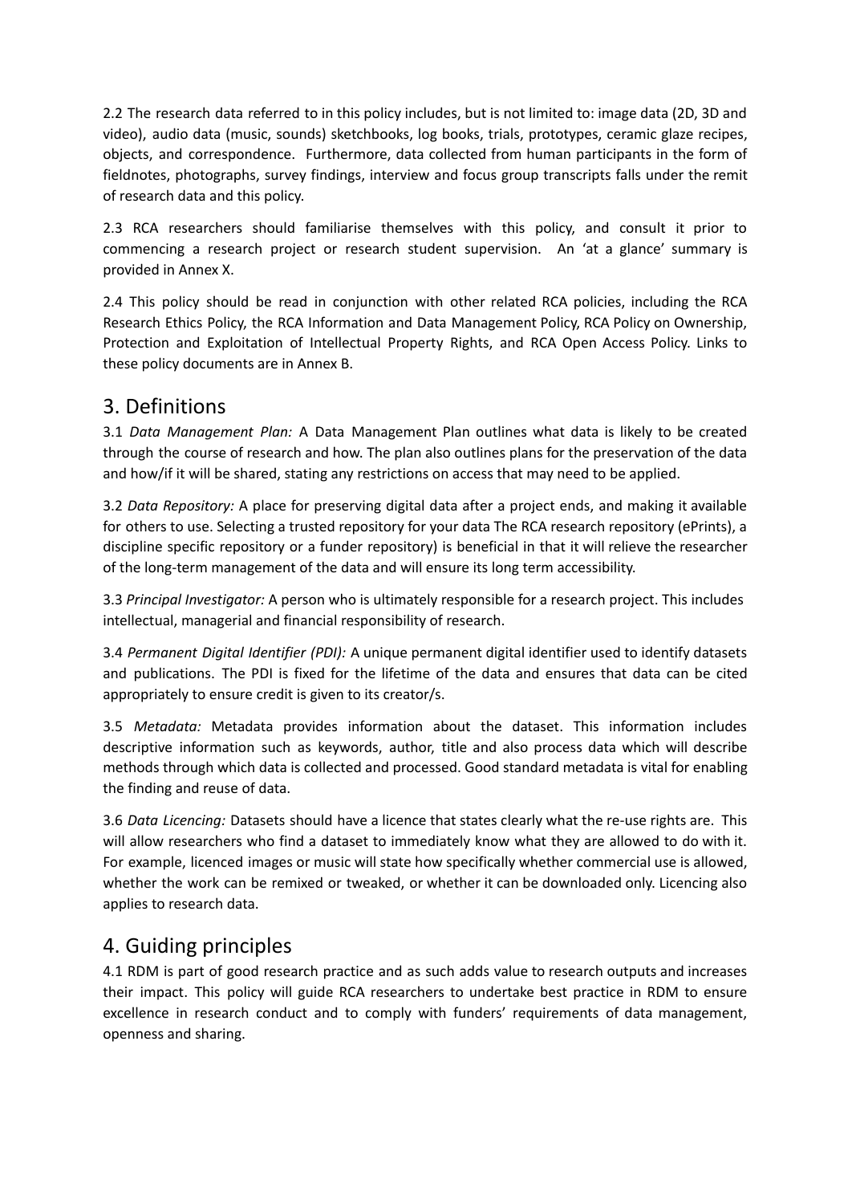2.2 The research data referred to in this policy includes, but is not limited to: image data (2D, 3D and video), audio data (music, sounds) sketchbooks, log books, trials, prototypes, ceramic glaze recipes, objects, and correspondence. Furthermore, data collected from human participants in the form of fieldnotes, photographs, survey findings, interview and focus group transcripts falls under the remit of research data and this policy.

2.3 RCA researchers should familiarise themselves with this policy, and consult it prior to commencing a research project or research student supervision. An 'at a glance' summary is provided in Annex X.

2.4 This policy should be read in conjunction with other related RCA policies, including the RCA Research Ethics Policy, the RCA Information and Data Management Policy, RCA Policy on Ownership, Protection and Exploitation of Intellectual Property Rights, and RCA Open Access Policy. Links to these policy documents are in Annex B.

## 3. Definitions

3.1 *Data Management Plan:* A Data Management Plan outlines what data is likely to be created through the course of research and how. The plan also outlines plans for the preservation of the data and how/if it will be shared, stating any restrictions on access that may need to be applied.

3.2 *Data Repository:* A place for preserving digital data after a project ends, and making it available for others to use. Selecting a trusted repository for your data The RCA research repository (ePrints), a discipline specific repository or a funder repository) is beneficial in that it will relieve the researcher of the long-term management of the data and will ensure its long term accessibility.

3.3 *Principal Investigator:* A person who is ultimately responsible for a research project. This includes intellectual, managerial and financial responsibility of research.

3.4 *Permanent Digital Identifier (PDI):* A unique permanent digital identifier used to identify datasets and publications. The PDI is fixed for the lifetime of the data and ensures that data can be cited appropriately to ensure credit is given to its creator/s.

3.5 *Metadata:* Metadata provides information about the dataset. This information includes descriptive information such as keywords, author, title and also process data which will describe methods through which data is collected and processed. Good standard metadata is vital for enabling the finding and reuse of data.

3.6 *Data Licencing:* Datasets should have a licence that states clearly what the re-use rights are. This will allow researchers who find a dataset to immediately know what they are allowed to do with it. For example, licenced images or music will state how specifically whether commercial use is allowed, whether the work can be remixed or tweaked, or whether it can be downloaded only. Licencing also applies to research data.

## 4. Guiding principles

4.1 RDM is part of good research practice and as such adds value to research outputs and increases their impact. This policy will guide RCA researchers to undertake best practice in RDM to ensure excellence in research conduct and to comply with funders' requirements of data management, openness and sharing.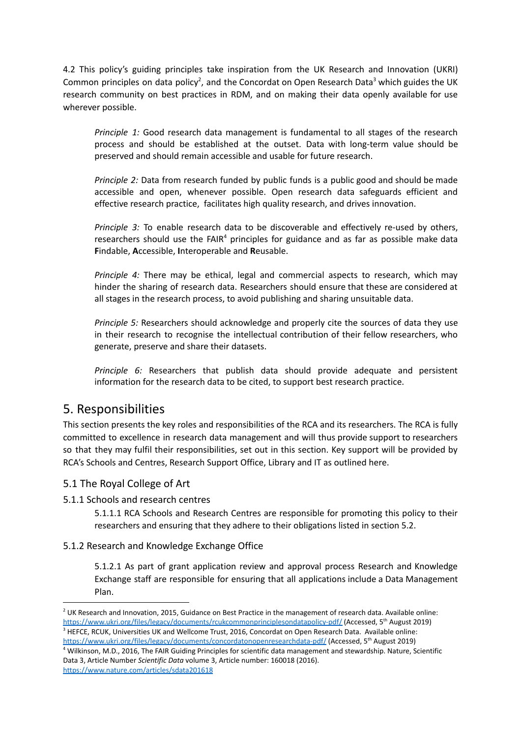4.2 This policy's guiding principles take inspiration from the UK Research and Innovation (UKRI) Common principles on data policy[2], and the Concordat on Open Research Data[3] which guides the UK research community on best practices in RDM, and on making their data openly available for use wherever possible.

> *Principle 1:* Good research data management is fundamental to all stages of the research process and should be established at the outset. Data with long-term value should be preserved and should remain accessible and usable for future research.
>
> *Principle 2:* Data from research funded by public funds is a public good and should be made accessible and open, whenever possible. Open research data safeguards efficient and effective research practice, facilitates high quality research, and drives innovation.
>
> *Principle 3:* To enable research data to be discoverable and effectively re-used by others, researchers should use the FAIR[4] principles for guidance and as far as possible make data **F**indable, **A**ccessible, **I**nteroperable and **R**eusable.
>
> *Principle 4:* There may be ethical, legal and commercial aspects to research, which may hinder the sharing of research data. Researchers should ensure that these are considered at all stages in the research process, to avoid publishing and sharing unsuitable data.
>
> *Principle 5:* Researchers should acknowledge and properly cite the sources of data they use in their research to recognise the intellectual contribution of their fellow researchers, who generate, preserve and share their datasets.
>
> *Principle 6:* Researchers that publish data should provide adequate and persistent information for the research data to be cited, to support best research practice.

# 5. Responsibilities

This section presents the key roles and responsibilities of the RCA and its researchers. The RCA is fully committed to excellence in research data management and will thus provide support to researchers so that they may fulfil their responsibilities, set out in this section. Key support will be provided by RCA's Schools and Centres, Research Support Office, Library and IT as outlined here.

## 5.1 The Royal College of Art

### 5.1.1 Schools and research centres

5.1.1.1 RCA Schools and Research Centres are responsible for promoting this policy to their researchers and ensuring that they adhere to their obligations listed in section 5.2.

### 5.1.2 Research and Knowledge Exchange Office

5.1.2.1 As part of grant application review and approval process Research and Knowledge Exchange staff are responsible for ensuring that all applications include a Data Management Plan.

---

[2] UK Research and Innovation, 2015, Guidance on Best Practice in the management of research data. Available online: https://www.ukri.org/files/legacy/documents/rcukcommonprinciplesondatapolicy-pdf/ (Accessed, 5th August 2019)

[3] HEFCE, RCUK, Universities UK and Wellcome Trust, 2016, Concordat on Open Research Data. Available online: https://www.ukri.org/files/legacy/documents/concordatonopenresearchdata-pdf/ (Accessed, 5th August 2019)

[4] Wilkinson, M.D., 2016, The FAIR Guiding Principles for scientific data management and stewardship. Nature, Scientific Data 3, Article Number *Scientific Data* volume 3, Article number: 160018 (2016). https://www.nature.com/articles/sdata201618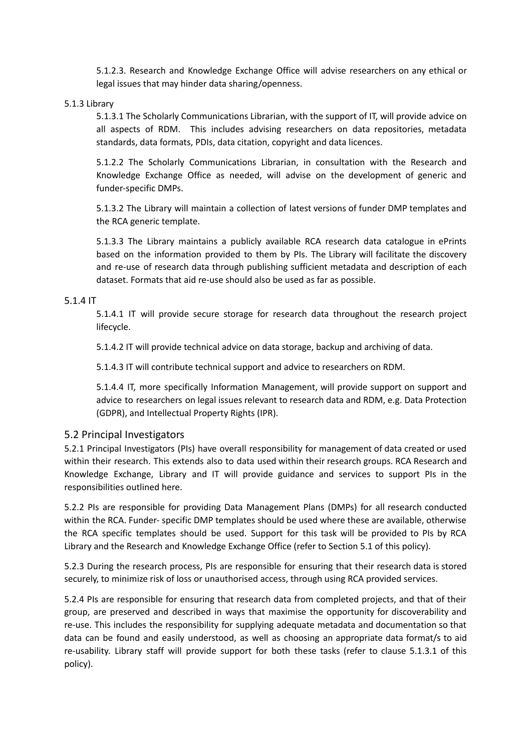5.1.2.3. Research and Knowledge Exchange Office will advise researchers on any ethical or legal issues that may hinder data sharing/openness.

5.1.3 Library

5.1.3.1 The Scholarly Communications Librarian, with the support of IT, will provide advice on all aspects of RDM. This includes advising researchers on data repositories, metadata standards, data formats, PDIs, data citation, copyright and data licences.

5.1.2.2 The Scholarly Communications Librarian, in consultation with the Research and Knowledge Exchange Office as needed, will advise on the development of generic and funder-specific DMPs.

5.1.3.2 The Library will maintain a collection of latest versions of funder DMP templates and the RCA generic template.

5.1.3.3 The Library maintains a publicly available RCA research data catalogue in ePrints based on the information provided to them by PIs. The Library will facilitate the discovery and re-use of research data through publishing sufficient metadata and description of each dataset. Formats that aid re-use should also be used as far as possible.

5.1.4 IT

5.1.4.1 IT will provide secure storage for research data throughout the research project lifecycle.

5.1.4.2 IT will provide technical advice on data storage, backup and archiving of data.

5.1.4.3 IT will contribute technical support and advice to researchers on RDM.

5.1.4.4 IT, more specifically Information Management, will provide support on support and advice to researchers on legal issues relevant to research data and RDM, e.g. Data Protection (GDPR), and Intellectual Property Rights (IPR).

## 5.2 Principal Investigators

5.2.1 Principal Investigators (PIs) have overall responsibility for management of data created or used within their research. This extends also to data used within their research groups. RCA Research and Knowledge Exchange, Library and IT will provide guidance and services to support PIs in the responsibilities outlined here.

5.2.2 PIs are responsible for providing Data Management Plans (DMPs) for all research conducted within the RCA. Funder- specific DMP templates should be used where these are available, otherwise the RCA specific templates should be used. Support for this task will be provided to PIs by RCA Library and the Research and Knowledge Exchange Office (refer to Section 5.1 of this policy).

5.2.3 During the research process, PIs are responsible for ensuring that their research data is stored securely, to minimize risk of loss or unauthorised access, through using RCA provided services.

5.2.4 PIs are responsible for ensuring that research data from completed projects, and that of their group, are preserved and described in ways that maximise the opportunity for discoverability and re-use. This includes the responsibility for supplying adequate metadata and documentation so that data can be found and easily understood, as well as choosing an appropriate data format/s to aid re-usability. Library staff will provide support for both these tasks (refer to clause 5.1.3.1 of this policy).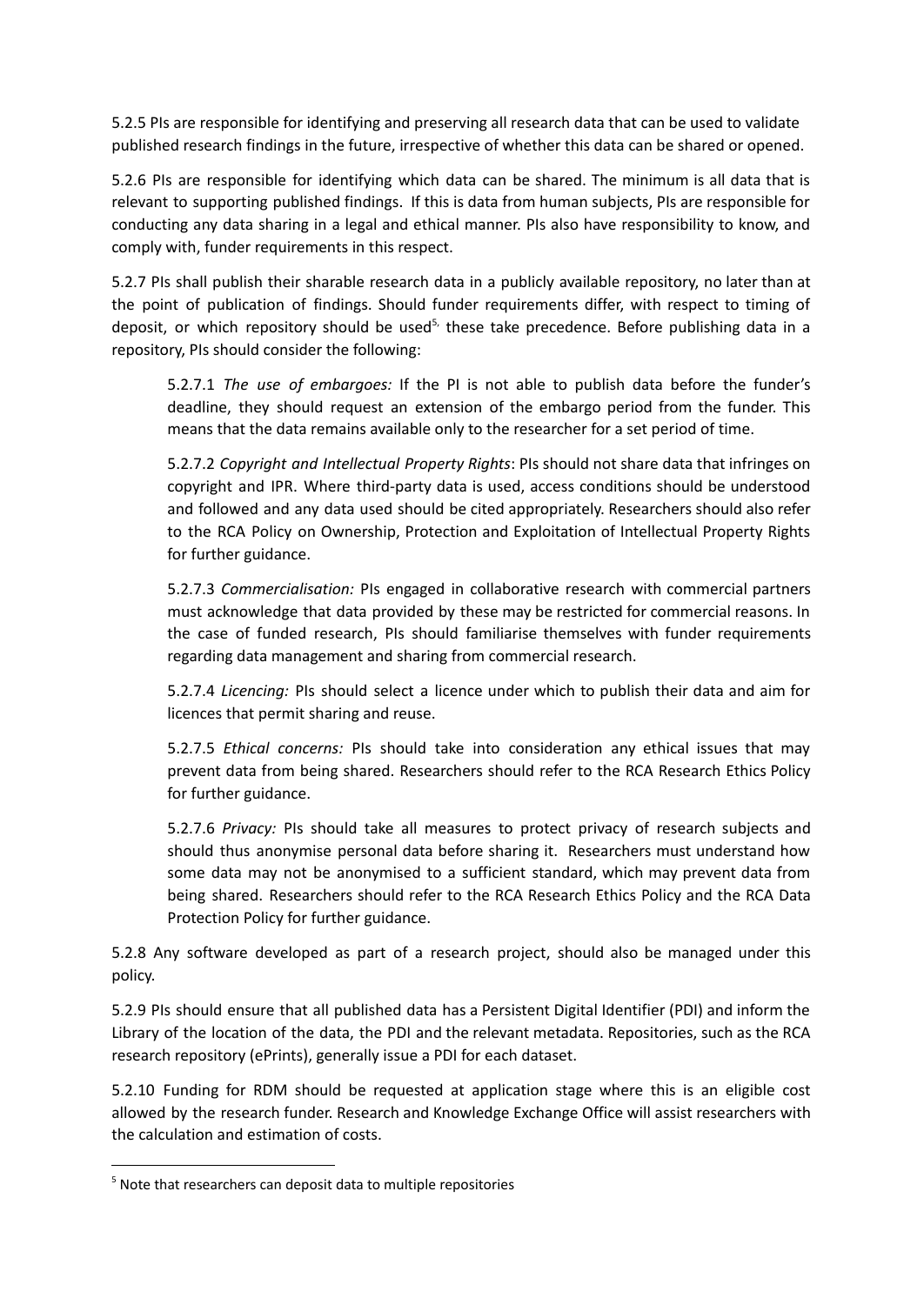5.2.5 PIs are responsible for identifying and preserving all research data that can be used to validate published research findings in the future, irrespective of whether this data can be shared or opened.

5.2.6 PIs are responsible for identifying which data can be shared. The minimum is all data that is relevant to supporting published findings. If this is data from human subjects, PIs are responsible for conducting any data sharing in a legal and ethical manner. PIs also have responsibility to know, and comply with, funder requirements in this respect.

5.2.7 PIs shall publish their sharable research data in a publicly available repository, no later than at the point of publication of findings. Should funder requirements differ, with respect to timing of deposit, or which repository should be used[5], these take precedence. Before publishing data in a repository, PIs should consider the following:

> 5.2.7.1 *The use of embargoes:* If the PI is not able to publish data before the funder's deadline, they should request an extension of the embargo period from the funder. This means that the data remains available only to the researcher for a set period of time.
>
> 5.2.7.2 *Copyright and Intellectual Property Rights*: PIs should not share data that infringes on copyright and IPR. Where third-party data is used, access conditions should be understood and followed and any data used should be cited appropriately. Researchers should also refer to the RCA Policy on Ownership, Protection and Exploitation of Intellectual Property Rights for further guidance.
>
> 5.2.7.3 *Commercialisation:* PIs engaged in collaborative research with commercial partners must acknowledge that data provided by these may be restricted for commercial reasons. In the case of funded research, PIs should familiarise themselves with funder requirements regarding data management and sharing from commercial research.
>
> 5.2.7.4 *Licencing:* PIs should select a licence under which to publish their data and aim for licences that permit sharing and reuse.
>
> 5.2.7.5 *Ethical concerns:* PIs should take into consideration any ethical issues that may prevent data from being shared. Researchers should refer to the RCA Research Ethics Policy for further guidance.
>
> 5.2.7.6 *Privacy:* PIs should take all measures to protect privacy of research subjects and should thus anonymise personal data before sharing it. Researchers must understand how some data may not be anonymised to a sufficient standard, which may prevent data from being shared. Researchers should refer to the RCA Research Ethics Policy and the RCA Data Protection Policy for further guidance.

5.2.8 Any software developed as part of a research project, should also be managed under this policy.

5.2.9 PIs should ensure that all published data has a Persistent Digital Identifier (PDI) and inform the Library of the location of the data, the PDI and the relevant metadata. Repositories, such as the RCA research repository (ePrints), generally issue a PDI for each dataset.

5.2.10 Funding for RDM should be requested at application stage where this is an eligible cost allowed by the research funder. Research and Knowledge Exchange Office will assist researchers with the calculation and estimation of costs.

---

[5] Note that researchers can deposit data to multiple repositories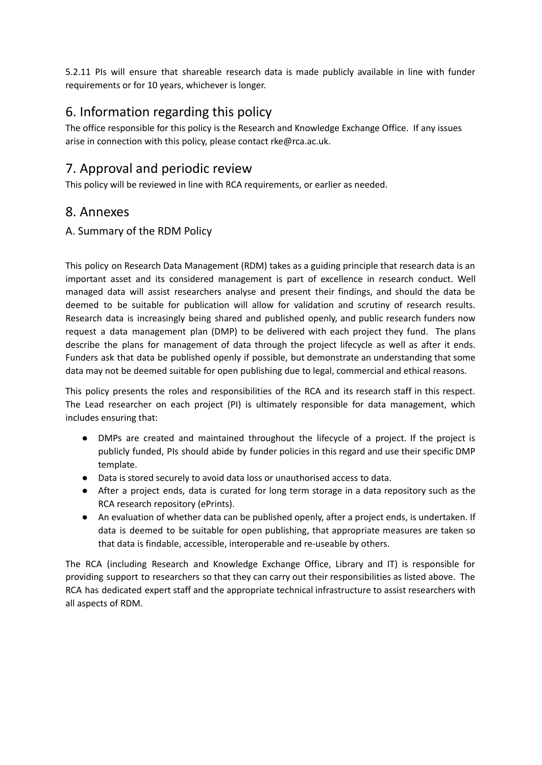5.2.11 PIs will ensure that shareable research data is made publicly available in line with funder requirements or for 10 years, whichever is longer.

# 6. Information regarding this policy

The office responsible for this policy is the Research and Knowledge Exchange Office. If any issues arise in connection with this policy, please contact rke@rca.ac.uk.

# 7. Approval and periodic review

This policy will be reviewed in line with RCA requirements, or earlier as needed.

# 8. Annexes

## A. Summary of the RDM Policy

This policy on Research Data Management (RDM) takes as a guiding principle that research data is an important asset and its considered management is part of excellence in research conduct. Well managed data will assist researchers analyse and present their findings, and should the data be deemed to be suitable for publication will allow for validation and scrutiny of research results. Research data is increasingly being shared and published openly, and public research funders now request a data management plan (DMP) to be delivered with each project they fund. The plans describe the plans for management of data through the project lifecycle as well as after it ends. Funders ask that data be published openly if possible, but demonstrate an understanding that some data may not be deemed suitable for open publishing due to legal, commercial and ethical reasons.

This policy presents the roles and responsibilities of the RCA and its research staff in this respect. The Lead researcher on each project (PI) is ultimately responsible for data management, which includes ensuring that:

- DMPs are created and maintained throughout the lifecycle of a project. If the project is publicly funded, PIs should abide by funder policies in this regard and use their specific DMP template.
- Data is stored securely to avoid data loss or unauthorised access to data.
- After a project ends, data is curated for long term storage in a data repository such as the RCA research repository (ePrints).
- An evaluation of whether data can be published openly, after a project ends, is undertaken. If data is deemed to be suitable for open publishing, that appropriate measures are taken so that data is findable, accessible, interoperable and re-useable by others.

The RCA (including Research and Knowledge Exchange Office, Library and IT) is responsible for providing support to researchers so that they can carry out their responsibilities as listed above. The RCA has dedicated expert staff and the appropriate technical infrastructure to assist researchers with all aspects of RDM.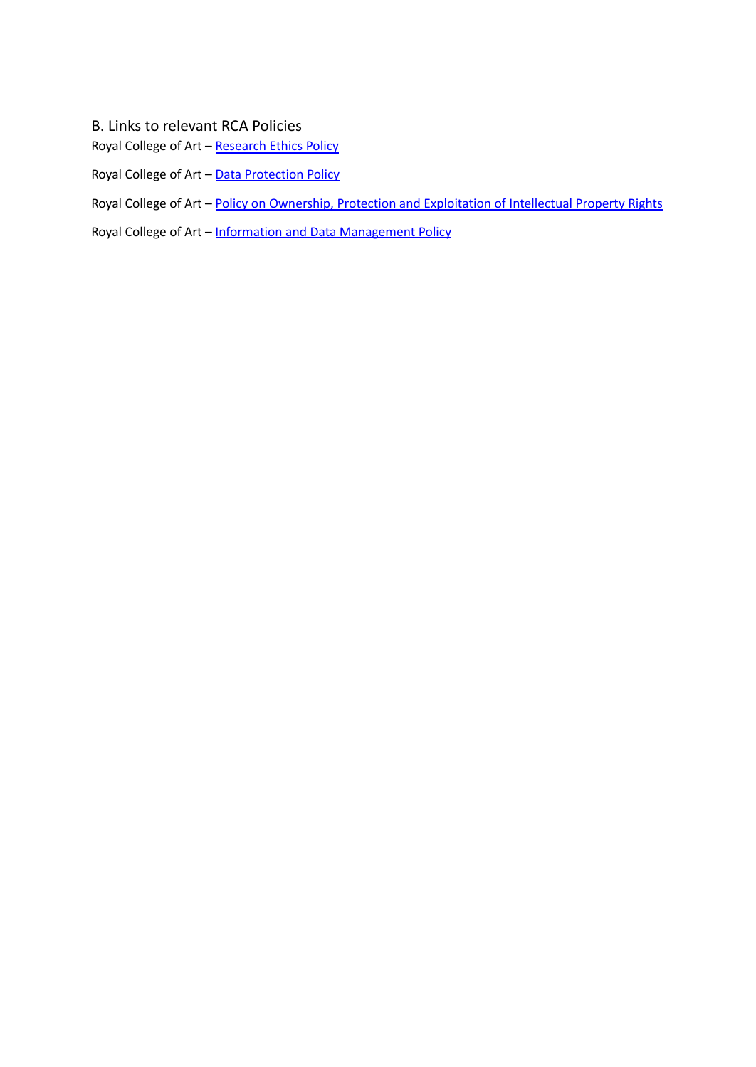## B. Links to relevant RCA Policies

Royal College of Art – Research Ethics Policy

Royal College of Art – Data Protection Policy

Royal College of Art – Policy on Ownership, Protection and Exploitation of Intellectual Property Rights

Royal College of Art – Information and Data Management Policy